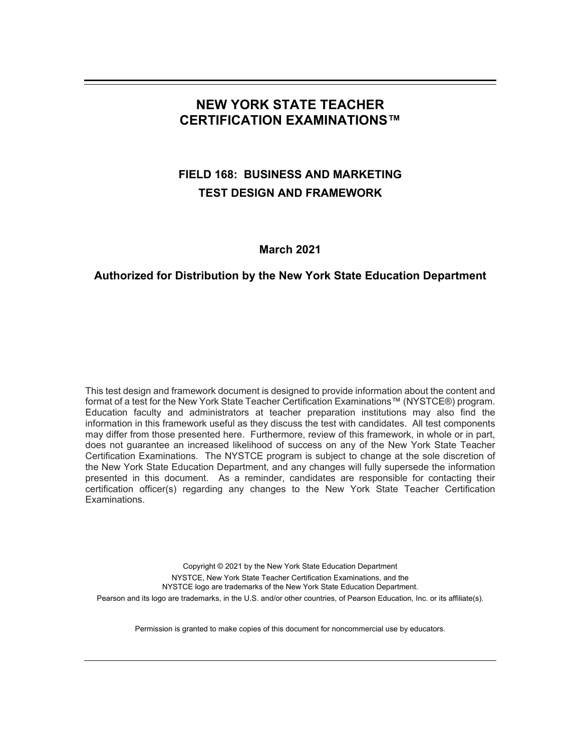# NEW YORK STATE TEACHER CERTIFICATION EXAMINATIONS™

## FIELD 168: BUSINESS AND MARKETING TEST DESIGN AND FRAMEWORK

**March 2021**

**Authorized for Distribution by the New York State Education Department**

This test design and framework document is designed to provide information about the content and format of a test for the New York State Teacher Certification Examinations™ (NYSTCE®) program. Education faculty and administrators at teacher preparation institutions may also find the information in this framework useful as they discuss the test with candidates. All test components may differ from those presented here. Furthermore, review of this framework, in whole or in part, does not guarantee an increased likelihood of success on any of the New York State Teacher Certification Examinations. The NYSTCE program is subject to change at the sole discretion of the New York State Education Department, and any changes will fully supersede the information presented in this document. As a reminder, candidates are responsible for contacting their certification officer(s) regarding any changes to the New York State Teacher Certification Examinations.

Copyright © 2021 by the New York State Education Department

NYSTCE, New York State Teacher Certification Examinations, and the NYSTCE logo are trademarks of the New York State Education Department.

Pearson and its logo are trademarks, in the U.S. and/or other countries, of Pearson Education, Inc. or its affiliate(s).

Permission is granted to make copies of this document for noncommercial use by educators.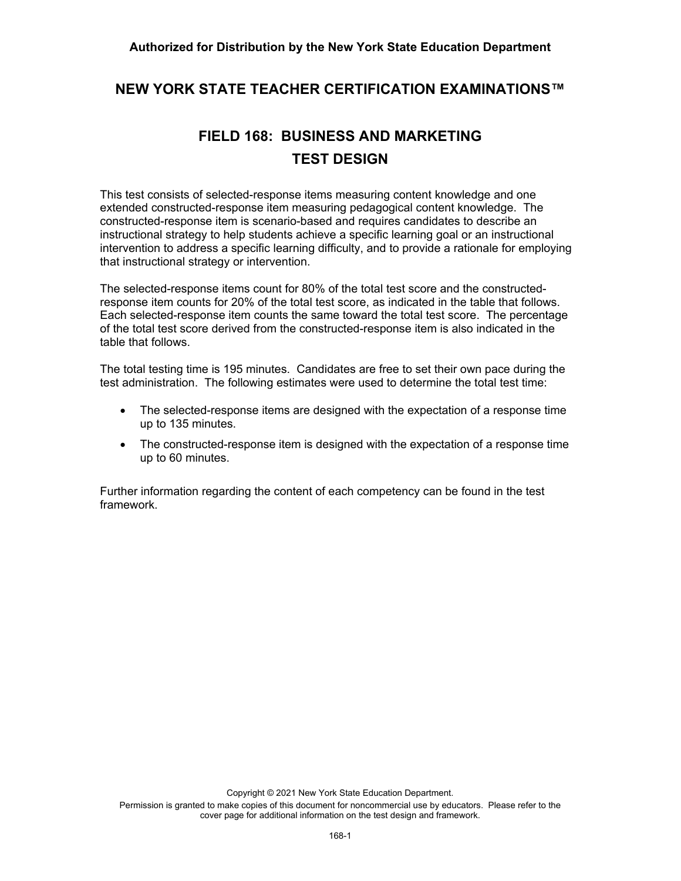Authorized for Distribution by the New York State Education Department

# NEW YORK STATE TEACHER CERTIFICATION EXAMINATIONS™

## FIELD 168: BUSINESS AND MARKETING
## TEST DESIGN

This test consists of selected-response items measuring content knowledge and one extended constructed-response item measuring pedagogical content knowledge. The constructed-response item is scenario-based and requires candidates to describe an instructional strategy to help students achieve a specific learning goal or an instructional intervention to address a specific learning difficulty, and to provide a rationale for employing that instructional strategy or intervention.

The selected-response items count for 80% of the total test score and the constructed-response item counts for 20% of the total test score, as indicated in the table that follows. Each selected-response item counts the same toward the total test score. The percentage of the total test score derived from the constructed-response item is also indicated in the table that follows.

The total testing time is 195 minutes. Candidates are free to set their own pace during the test administration. The following estimates were used to determine the total test time:

- The selected-response items are designed with the expectation of a response time up to 135 minutes.
- The constructed-response item is designed with the expectation of a response time up to 60 minutes.

Further information regarding the content of each competency can be found in the test framework.

Copyright © 2021 New York State Education Department.
Permission is granted to make copies of this document for noncommercial use by educators. Please refer to the cover page for additional information on the test design and framework.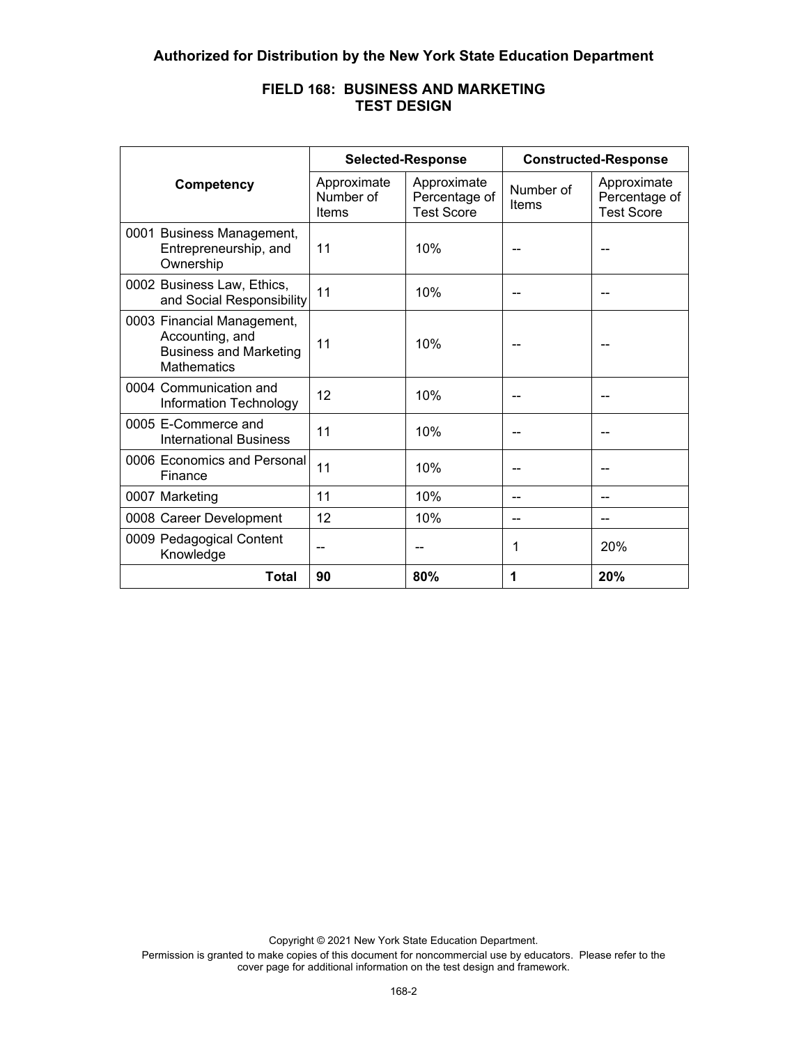**Authorized for Distribution by the New York State Education Department**

## FIELD 168: BUSINESS AND MARKETING TEST DESIGN

| Competency | Selected-Response | | Constructed-Response | |
|---|---|---|---|---|
| | Approximate Number of Items | Approximate Percentage of Test Score | Number of Items | Approximate Percentage of Test Score |
| 0001 Business Management, Entrepreneurship, and Ownership | 11 | 10% | -- | -- |
| 0002 Business Law, Ethics, and Social Responsibility | 11 | 10% | -- | -- |
| 0003 Financial Management, Accounting, and Business and Marketing Mathematics | 11 | 10% | -- | -- |
| 0004 Communication and Information Technology | 12 | 10% | -- | -- |
| 0005 E-Commerce and International Business | 11 | 10% | -- | -- |
| 0006 Economics and Personal Finance | 11 | 10% | -- | -- |
| 0007 Marketing | 11 | 10% | -- | -- |
| 0008 Career Development | 12 | 10% | -- | -- |
| 0009 Pedagogical Content Knowledge | -- | -- | 1 | 20% |
| **Total** | **90** | **80%** | **1** | **20%** |

Copyright © 2021 New York State Education Department.

Permission is granted to make copies of this document for noncommercial use by educators. Please refer to the cover page for additional information on the test design and framework.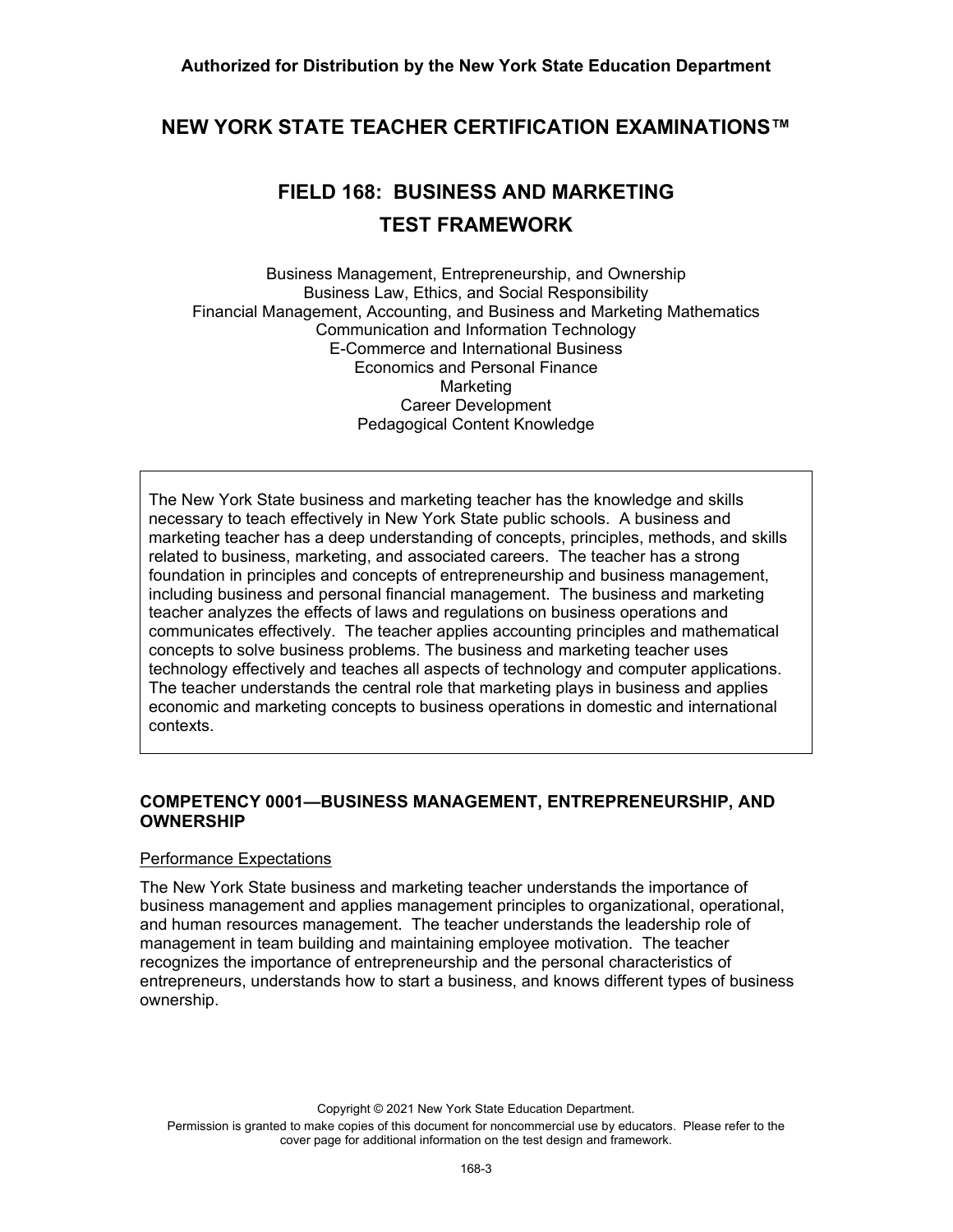**Authorized for Distribution by the New York State Education Department**

# NEW YORK STATE TEACHER CERTIFICATION EXAMINATIONS™

## FIELD 168: BUSINESS AND MARKETING
## TEST FRAMEWORK

Business Management, Entrepreneurship, and Ownership
Business Law, Ethics, and Social Responsibility
Financial Management, Accounting, and Business and Marketing Mathematics
Communication and Information Technology
E-Commerce and International Business
Economics and Personal Finance
Marketing
Career Development
Pedagogical Content Knowledge

The New York State business and marketing teacher has the knowledge and skills necessary to teach effectively in New York State public schools. A business and marketing teacher has a deep understanding of concepts, principles, methods, and skills related to business, marketing, and associated careers. The teacher has a strong foundation in principles and concepts of entrepreneurship and business management, including business and personal financial management. The business and marketing teacher analyzes the effects of laws and regulations on business operations and communicates effectively. The teacher applies accounting principles and mathematical concepts to solve business problems. The business and marketing teacher uses technology effectively and teaches all aspects of technology and computer applications. The teacher understands the central role that marketing plays in business and applies economic and marketing concepts to business operations in domestic and international contexts.

### COMPETENCY 0001—BUSINESS MANAGEMENT, ENTREPRENEURSHIP, AND OWNERSHIP

Performance Expectations

The New York State business and marketing teacher understands the importance of business management and applies management principles to organizational, operational, and human resources management. The teacher understands the leadership role of management in team building and maintaining employee motivation. The teacher recognizes the importance of entrepreneurship and the personal characteristics of entrepreneurs, understands how to start a business, and knows different types of business ownership.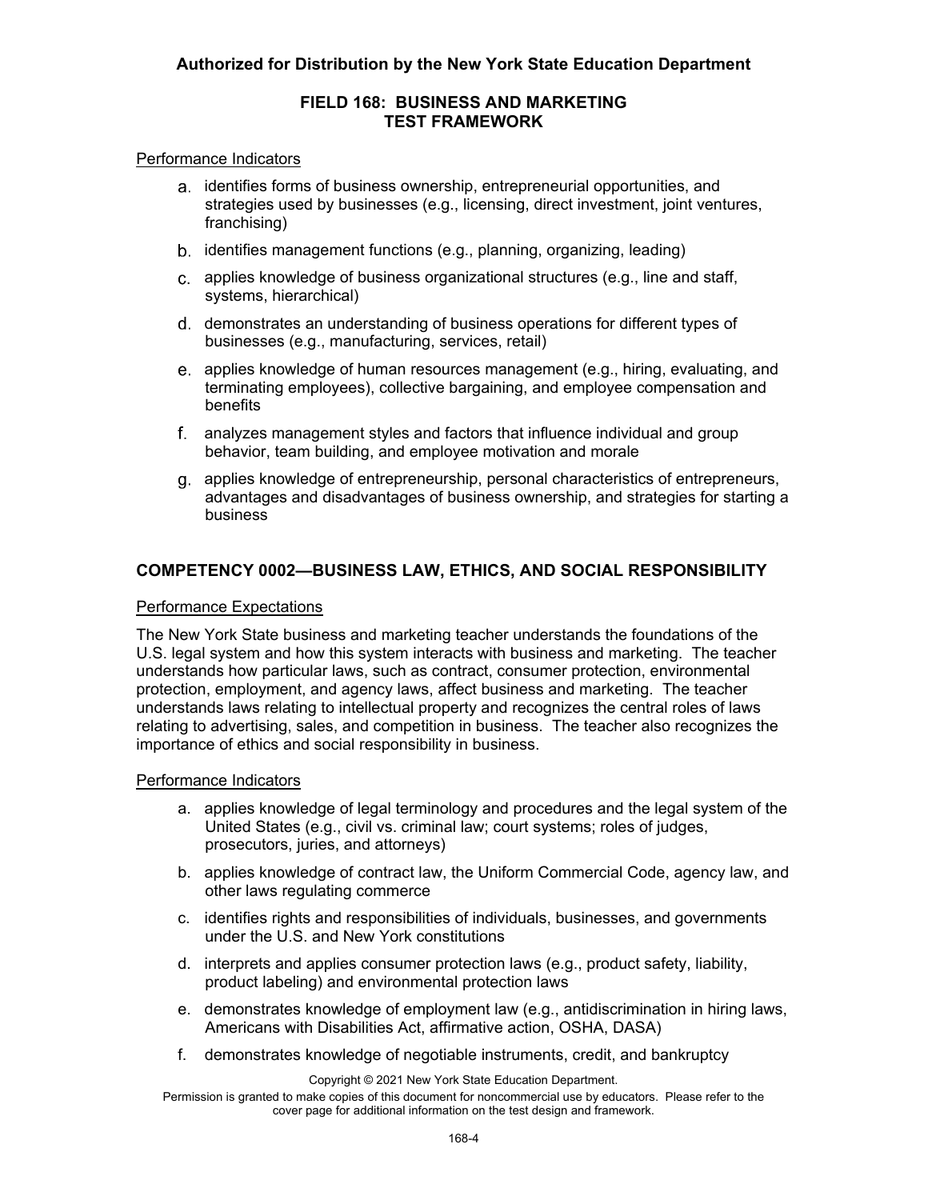Performance Indicators

a. identifies forms of business ownership, entrepreneurial opportunities, and strategies used by businesses (e.g., licensing, direct investment, joint ventures, franchising)

b. identifies management functions (e.g., planning, organizing, leading)

c. applies knowledge of business organizational structures (e.g., line and staff, systems, hierarchical)

d. demonstrates an understanding of business operations for different types of businesses (e.g., manufacturing, services, retail)

e. applies knowledge of human resources management (e.g., hiring, evaluating, and terminating employees), collective bargaining, and employee compensation and benefits

f. analyzes management styles and factors that influence individual and group behavior, team building, and employee motivation and morale

g. applies knowledge of entrepreneurship, personal characteristics of entrepreneurs, advantages and disadvantages of business ownership, and strategies for starting a business

## COMPETENCY 0002—BUSINESS LAW, ETHICS, AND SOCIAL RESPONSIBILITY

Performance Expectations

The New York State business and marketing teacher understands the foundations of the U.S. legal system and how this system interacts with business and marketing. The teacher understands how particular laws, such as contract, consumer protection, environmental protection, employment, and agency laws, affect business and marketing. The teacher understands laws relating to intellectual property and recognizes the central roles of laws relating to advertising, sales, and competition in business. The teacher also recognizes the importance of ethics and social responsibility in business.

Performance Indicators

a. applies knowledge of legal terminology and procedures and the legal system of the United States (e.g., civil vs. criminal law; court systems; roles of judges, prosecutors, juries, and attorneys)

b. applies knowledge of contract law, the Uniform Commercial Code, agency law, and other laws regulating commerce

c. identifies rights and responsibilities of individuals, businesses, and governments under the U.S. and New York constitutions

d. interprets and applies consumer protection laws (e.g., product safety, liability, product labeling) and environmental protection laws

e. demonstrates knowledge of employment law (e.g., antidiscrimination in hiring laws, Americans with Disabilities Act, affirmative action, OSHA, DASA)

f. demonstrates knowledge of negotiable instruments, credit, and bankruptcy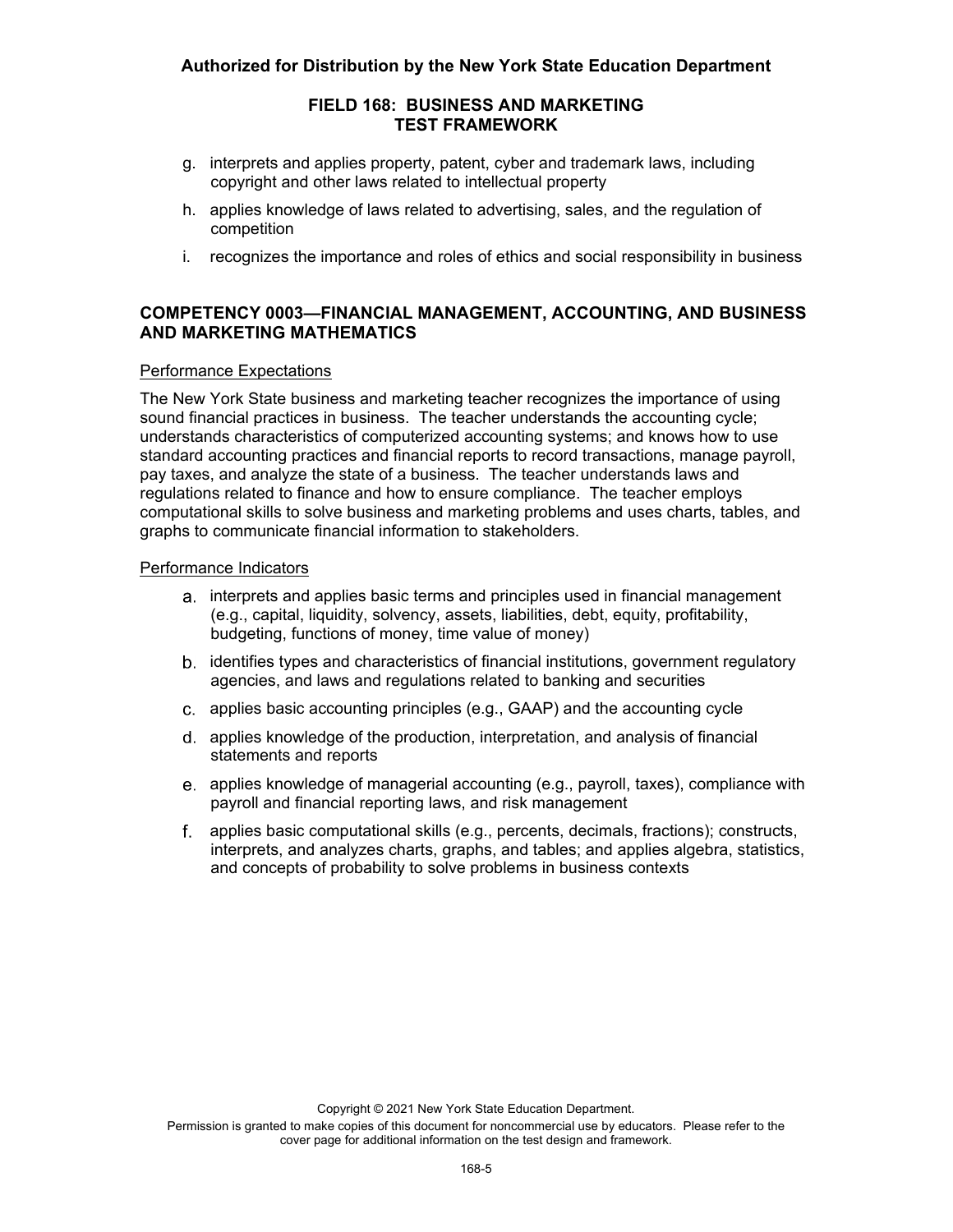g. interprets and applies property, patent, cyber and trademark laws, including copyright and other laws related to intellectual property

h. applies knowledge of laws related to advertising, sales, and the regulation of competition

i. recognizes the importance and roles of ethics and social responsibility in business

## COMPETENCY 0003—FINANCIAL MANAGEMENT, ACCOUNTING, AND BUSINESS AND MARKETING MATHEMATICS

Performance Expectations

The New York State business and marketing teacher recognizes the importance of using sound financial practices in business. The teacher understands the accounting cycle; understands characteristics of computerized accounting systems; and knows how to use standard accounting practices and financial reports to record transactions, manage payroll, pay taxes, and analyze the state of a business. The teacher understands laws and regulations related to finance and how to ensure compliance. The teacher employs computational skills to solve business and marketing problems and uses charts, tables, and graphs to communicate financial information to stakeholders.

Performance Indicators

a. interprets and applies basic terms and principles used in financial management (e.g., capital, liquidity, solvency, assets, liabilities, debt, equity, profitability, budgeting, functions of money, time value of money)

b. identifies types and characteristics of financial institutions, government regulatory agencies, and laws and regulations related to banking and securities

c. applies basic accounting principles (e.g., GAAP) and the accounting cycle

d. applies knowledge of the production, interpretation, and analysis of financial statements and reports

e. applies knowledge of managerial accounting (e.g., payroll, taxes), compliance with payroll and financial reporting laws, and risk management

f. applies basic computational skills (e.g., percents, decimals, fractions); constructs, interprets, and analyzes charts, graphs, and tables; and applies algebra, statistics, and concepts of probability to solve problems in business contexts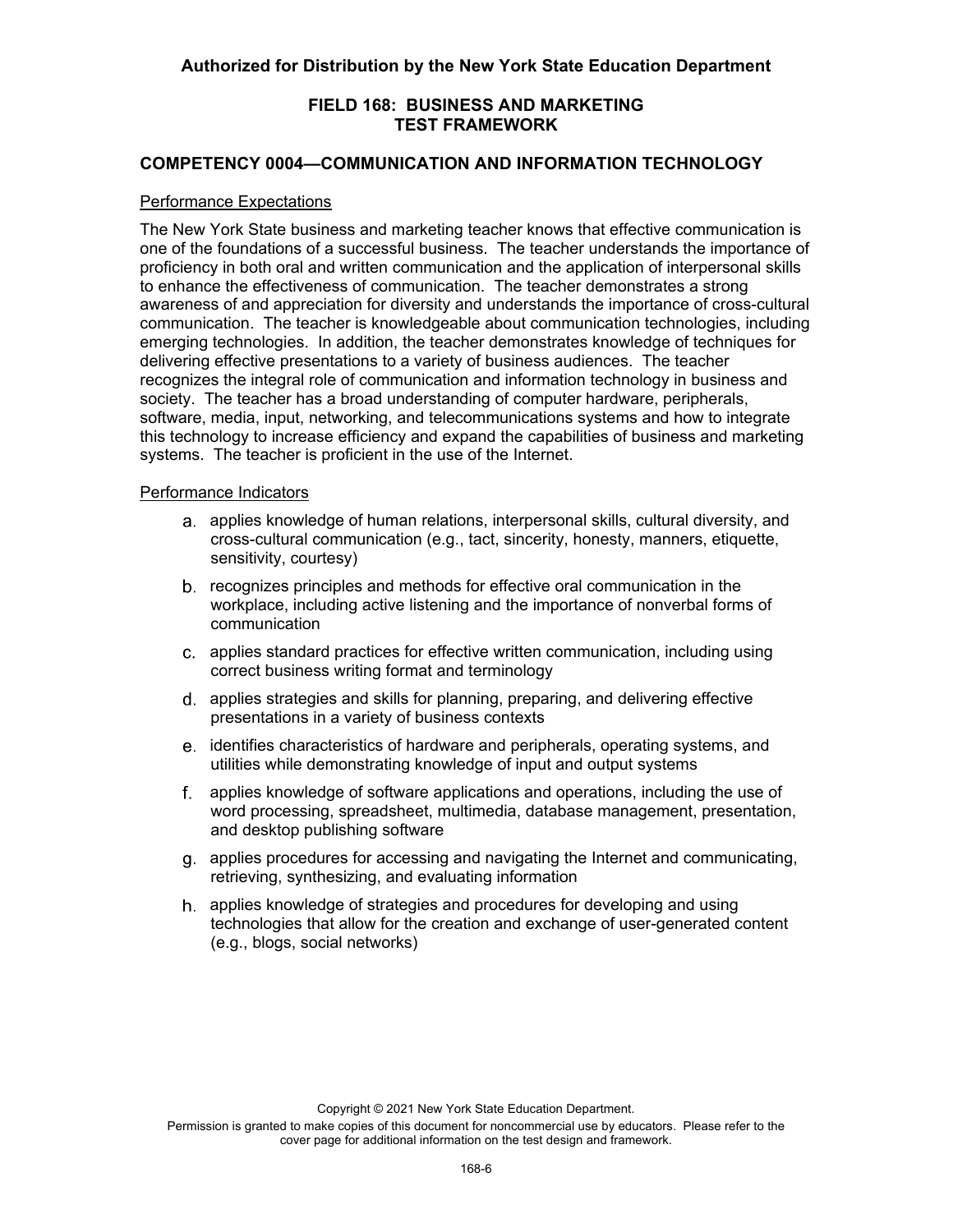**FIELD 168: BUSINESS AND MARKETING**
**TEST FRAMEWORK**

## COMPETENCY 0004—COMMUNICATION AND INFORMATION TECHNOLOGY

Performance Expectations

The New York State business and marketing teacher knows that effective communication is one of the foundations of a successful business. The teacher understands the importance of proficiency in both oral and written communication and the application of interpersonal skills to enhance the effectiveness of communication. The teacher demonstrates a strong awareness of and appreciation for diversity and understands the importance of cross-cultural communication. The teacher is knowledgeable about communication technologies, including emerging technologies. In addition, the teacher demonstrates knowledge of techniques for delivering effective presentations to a variety of business audiences. The teacher recognizes the integral role of communication and information technology in business and society. The teacher has a broad understanding of computer hardware, peripherals, software, media, input, networking, and telecommunications systems and how to integrate this technology to increase efficiency and expand the capabilities of business and marketing systems. The teacher is proficient in the use of the Internet.

Performance Indicators

a. applies knowledge of human relations, interpersonal skills, cultural diversity, and cross-cultural communication (e.g., tact, sincerity, honesty, manners, etiquette, sensitivity, courtesy)

b. recognizes principles and methods for effective oral communication in the workplace, including active listening and the importance of nonverbal forms of communication

c. applies standard practices for effective written communication, including using correct business writing format and terminology

d. applies strategies and skills for planning, preparing, and delivering effective presentations in a variety of business contexts

e. identifies characteristics of hardware and peripherals, operating systems, and utilities while demonstrating knowledge of input and output systems

f. applies knowledge of software applications and operations, including the use of word processing, spreadsheet, multimedia, database management, presentation, and desktop publishing software

g. applies procedures for accessing and navigating the Internet and communicating, retrieving, synthesizing, and evaluating information

h. applies knowledge of strategies and procedures for developing and using technologies that allow for the creation and exchange of user-generated content (e.g., blogs, social networks)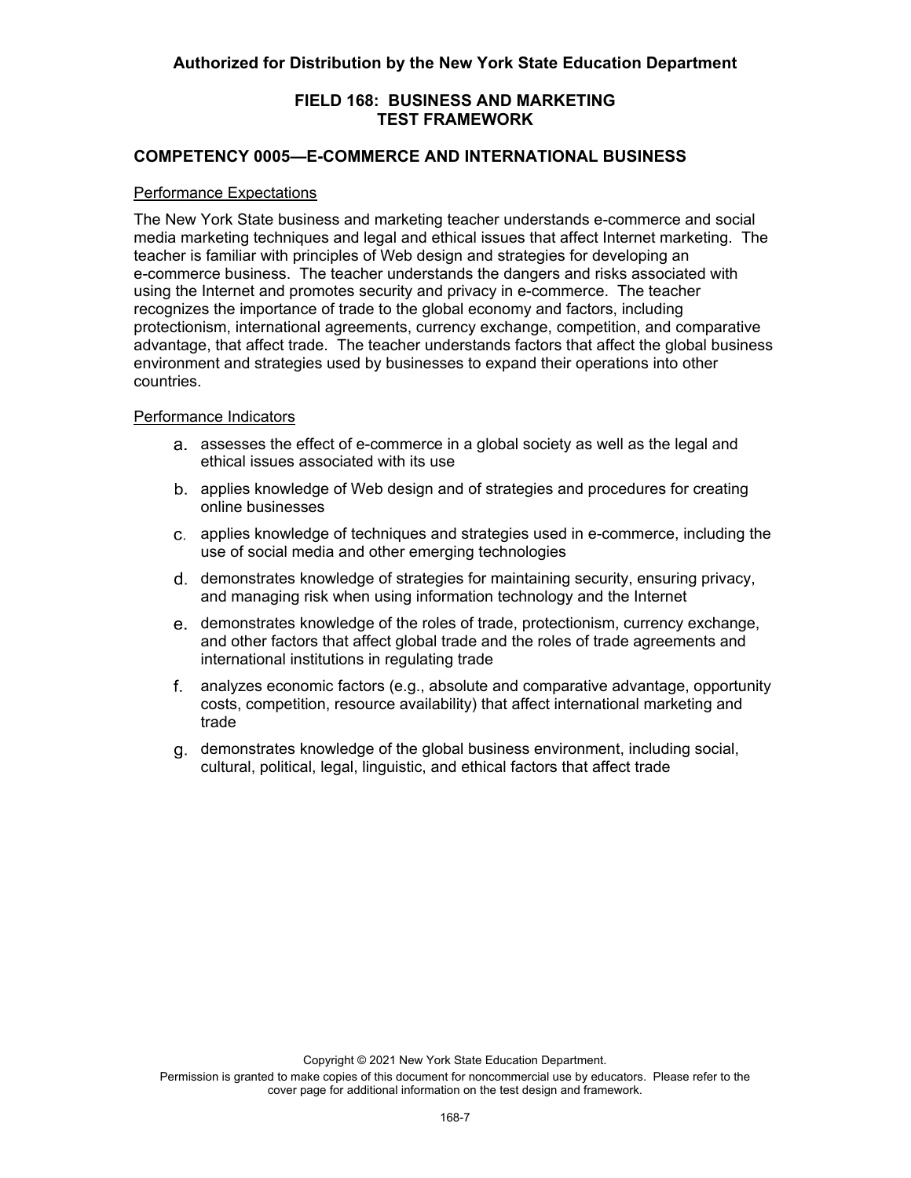## FIELD 168: BUSINESS AND MARKETING TEST FRAMEWORK

### COMPETENCY 0005—E-COMMERCE AND INTERNATIONAL BUSINESS

Performance Expectations

The New York State business and marketing teacher understands e-commerce and social media marketing techniques and legal and ethical issues that affect Internet marketing. The teacher is familiar with principles of Web design and strategies for developing an e-commerce business. The teacher understands the dangers and risks associated with using the Internet and promotes security and privacy in e-commerce. The teacher recognizes the importance of trade to the global economy and factors, including protectionism, international agreements, currency exchange, competition, and comparative advantage, that affect trade. The teacher understands factors that affect the global business environment and strategies used by businesses to expand their operations into other countries.

Performance Indicators

a. assesses the effect of e-commerce in a global society as well as the legal and ethical issues associated with its use

b. applies knowledge of Web design and of strategies and procedures for creating online businesses

c. applies knowledge of techniques and strategies used in e-commerce, including the use of social media and other emerging technologies

d. demonstrates knowledge of strategies for maintaining security, ensuring privacy, and managing risk when using information technology and the Internet

e. demonstrates knowledge of the roles of trade, protectionism, currency exchange, and other factors that affect global trade and the roles of trade agreements and international institutions in regulating trade

f. analyzes economic factors (e.g., absolute and comparative advantage, opportunity costs, competition, resource availability) that affect international marketing and trade

g. demonstrates knowledge of the global business environment, including social, cultural, political, legal, linguistic, and ethical factors that affect trade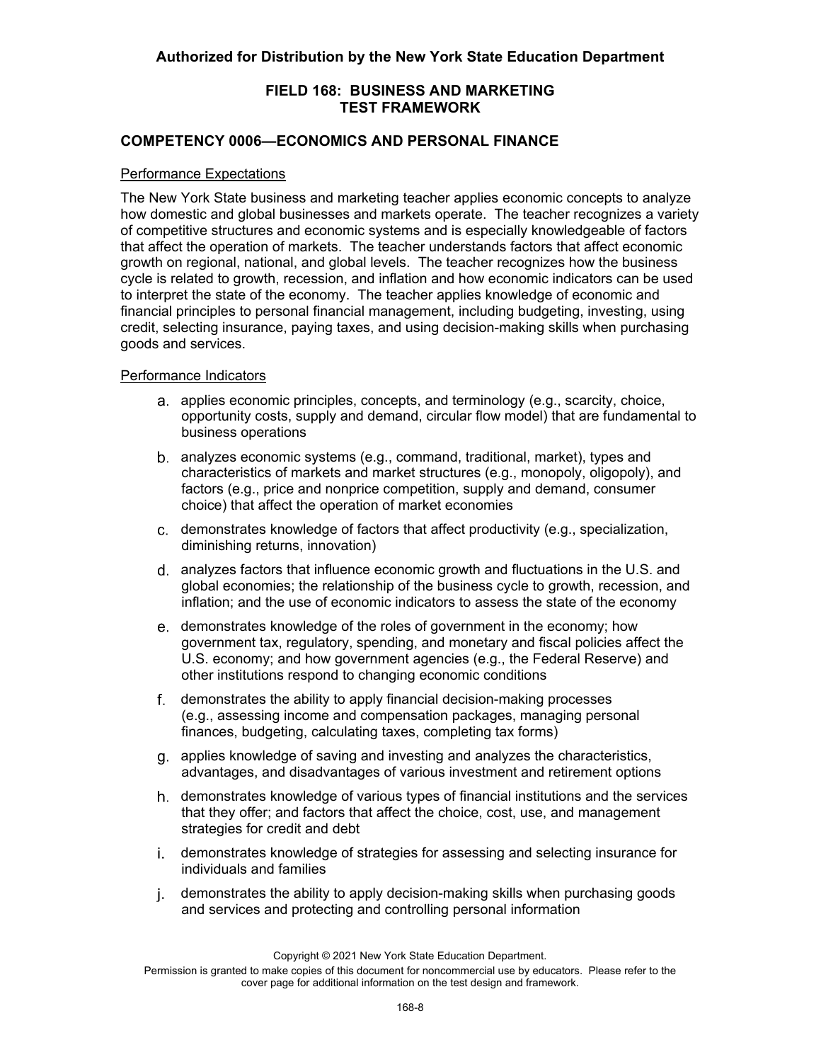## FIELD 168: BUSINESS AND MARKETING TEST FRAMEWORK

### COMPETENCY 0006—ECONOMICS AND PERSONAL FINANCE

Performance Expectations

The New York State business and marketing teacher applies economic concepts to analyze how domestic and global businesses and markets operate. The teacher recognizes a variety of competitive structures and economic systems and is especially knowledgeable of factors that affect the operation of markets. The teacher understands factors that affect economic growth on regional, national, and global levels. The teacher recognizes how the business cycle is related to growth, recession, and inflation and how economic indicators can be used to interpret the state of the economy. The teacher applies knowledge of economic and financial principles to personal financial management, including budgeting, investing, using credit, selecting insurance, paying taxes, and using decision-making skills when purchasing goods and services.

Performance Indicators

a. applies economic principles, concepts, and terminology (e.g., scarcity, choice, opportunity costs, supply and demand, circular flow model) that are fundamental to business operations

b. analyzes economic systems (e.g., command, traditional, market), types and characteristics of markets and market structures (e.g., monopoly, oligopoly), and factors (e.g., price and nonprice competition, supply and demand, consumer choice) that affect the operation of market economies

c. demonstrates knowledge of factors that affect productivity (e.g., specialization, diminishing returns, innovation)

d. analyzes factors that influence economic growth and fluctuations in the U.S. and global economies; the relationship of the business cycle to growth, recession, and inflation; and the use of economic indicators to assess the state of the economy

e. demonstrates knowledge of the roles of government in the economy; how government tax, regulatory, spending, and monetary and fiscal policies affect the U.S. economy; and how government agencies (e.g., the Federal Reserve) and other institutions respond to changing economic conditions

f. demonstrates the ability to apply financial decision-making processes (e.g., assessing income and compensation packages, managing personal finances, budgeting, calculating taxes, completing tax forms)

g. applies knowledge of saving and investing and analyzes the characteristics, advantages, and disadvantages of various investment and retirement options

h. demonstrates knowledge of various types of financial institutions and the services that they offer; and factors that affect the choice, cost, use, and management strategies for credit and debt

i. demonstrates knowledge of strategies for assessing and selecting insurance for individuals and families

j. demonstrates the ability to apply decision-making skills when purchasing goods and services and protecting and controlling personal information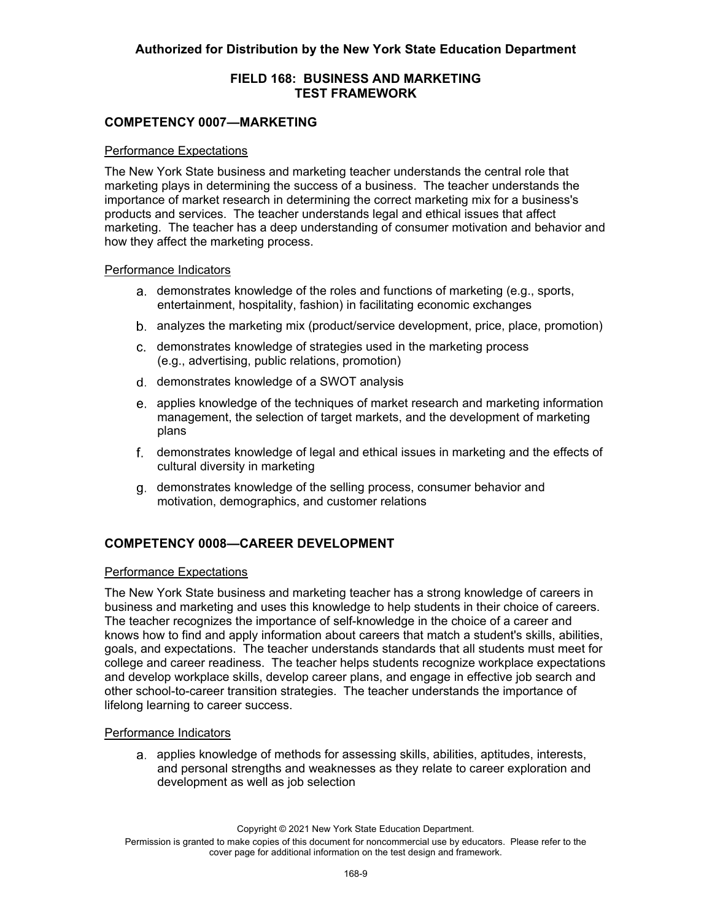**Authorized for Distribution by the New York State Education Department**

## FIELD 168: BUSINESS AND MARKETING TEST FRAMEWORK

### COMPETENCY 0007—MARKETING

Performance Expectations

The New York State business and marketing teacher understands the central role that marketing plays in determining the success of a business. The teacher understands the importance of market research in determining the correct marketing mix for a business's products and services. The teacher understands legal and ethical issues that affect marketing. The teacher has a deep understanding of consumer motivation and behavior and how they affect the marketing process.

Performance Indicators

a. demonstrates knowledge of the roles and functions of marketing (e.g., sports, entertainment, hospitality, fashion) in facilitating economic exchanges

b. analyzes the marketing mix (product/service development, price, place, promotion)

c. demonstrates knowledge of strategies used in the marketing process (e.g., advertising, public relations, promotion)

d. demonstrates knowledge of a SWOT analysis

e. applies knowledge of the techniques of market research and marketing information management, the selection of target markets, and the development of marketing plans

f. demonstrates knowledge of legal and ethical issues in marketing and the effects of cultural diversity in marketing

g. demonstrates knowledge of the selling process, consumer behavior and motivation, demographics, and customer relations

### COMPETENCY 0008—CAREER DEVELOPMENT

Performance Expectations

The New York State business and marketing teacher has a strong knowledge of careers in business and marketing and uses this knowledge to help students in their choice of careers. The teacher recognizes the importance of self-knowledge in the choice of a career and knows how to find and apply information about careers that match a student's skills, abilities, goals, and expectations. The teacher understands standards that all students must meet for college and career readiness. The teacher helps students recognize workplace expectations and develop workplace skills, develop career plans, and engage in effective job search and other school-to-career transition strategies. The teacher understands the importance of lifelong learning to career success.

Performance Indicators

a. applies knowledge of methods for assessing skills, abilities, aptitudes, interests, and personal strengths and weaknesses as they relate to career exploration and development as well as job selection

Copyright © 2021 New York State Education Department.
Permission is granted to make copies of this document for noncommercial use by educators. Please refer to the cover page for additional information on the test design and framework.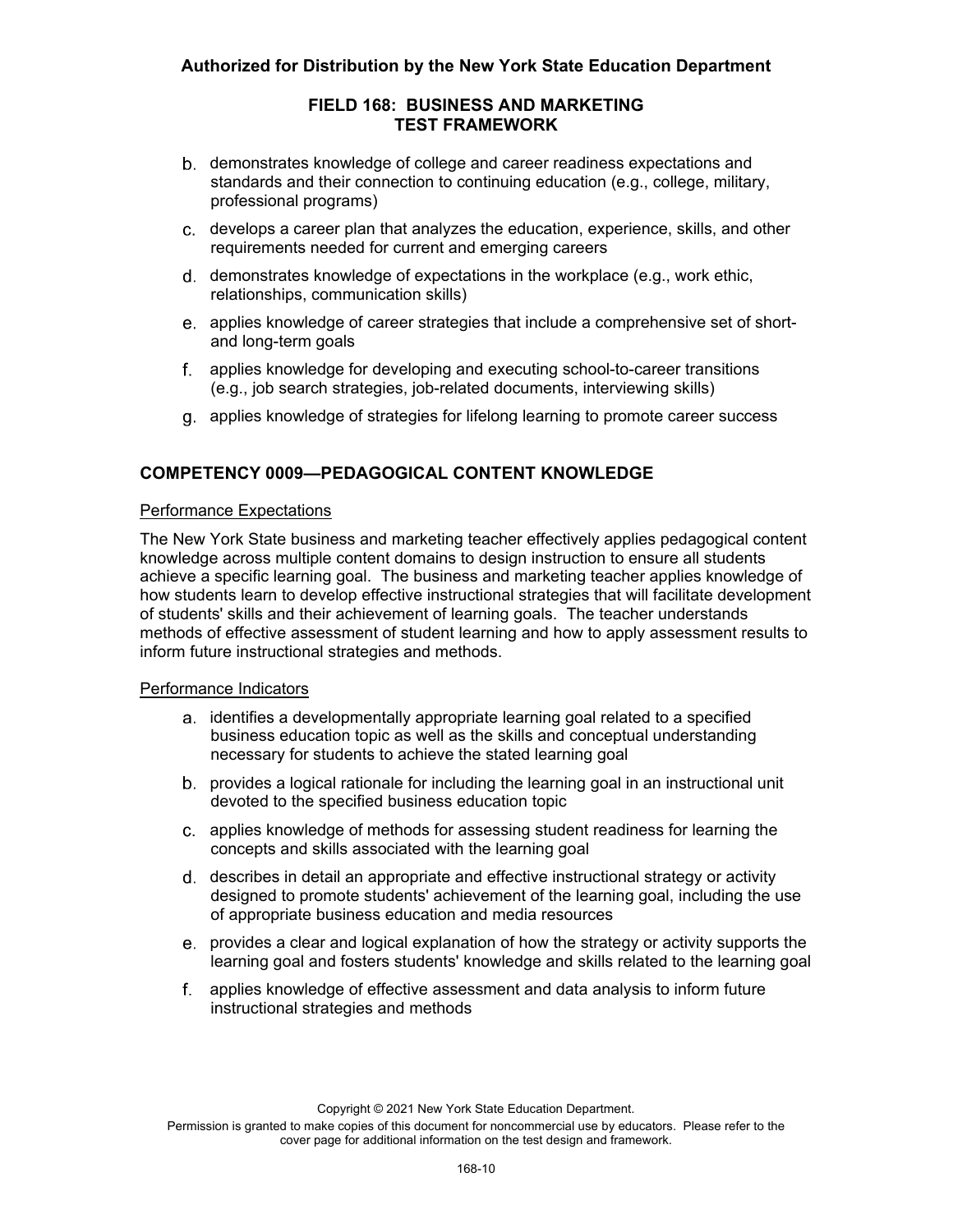b. demonstrates knowledge of college and career readiness expectations and standards and their connection to continuing education (e.g., college, military, professional programs)

c. develops a career plan that analyzes the education, experience, skills, and other requirements needed for current and emerging careers

d. demonstrates knowledge of expectations in the workplace (e.g., work ethic, relationships, communication skills)

e. applies knowledge of career strategies that include a comprehensive set of short- and long-term goals

f. applies knowledge for developing and executing school-to-career transitions (e.g., job search strategies, job-related documents, interviewing skills)

g. applies knowledge of strategies for lifelong learning to promote career success

## COMPETENCY 0009—PEDAGOGICAL CONTENT KNOWLEDGE

Performance Expectations

The New York State business and marketing teacher effectively applies pedagogical content knowledge across multiple content domains to design instruction to ensure all students achieve a specific learning goal. The business and marketing teacher applies knowledge of how students learn to develop effective instructional strategies that will facilitate development of students' skills and their achievement of learning goals. The teacher understands methods of effective assessment of student learning and how to apply assessment results to inform future instructional strategies and methods.

Performance Indicators

a. identifies a developmentally appropriate learning goal related to a specified business education topic as well as the skills and conceptual understanding necessary for students to achieve the stated learning goal

b. provides a logical rationale for including the learning goal in an instructional unit devoted to the specified business education topic

c. applies knowledge of methods for assessing student readiness for learning the concepts and skills associated with the learning goal

d. describes in detail an appropriate and effective instructional strategy or activity designed to promote students' achievement of the learning goal, including the use of appropriate business education and media resources

e. provides a clear and logical explanation of how the strategy or activity supports the learning goal and fosters students' knowledge and skills related to the learning goal

f. applies knowledge of effective assessment and data analysis to inform future instructional strategies and methods